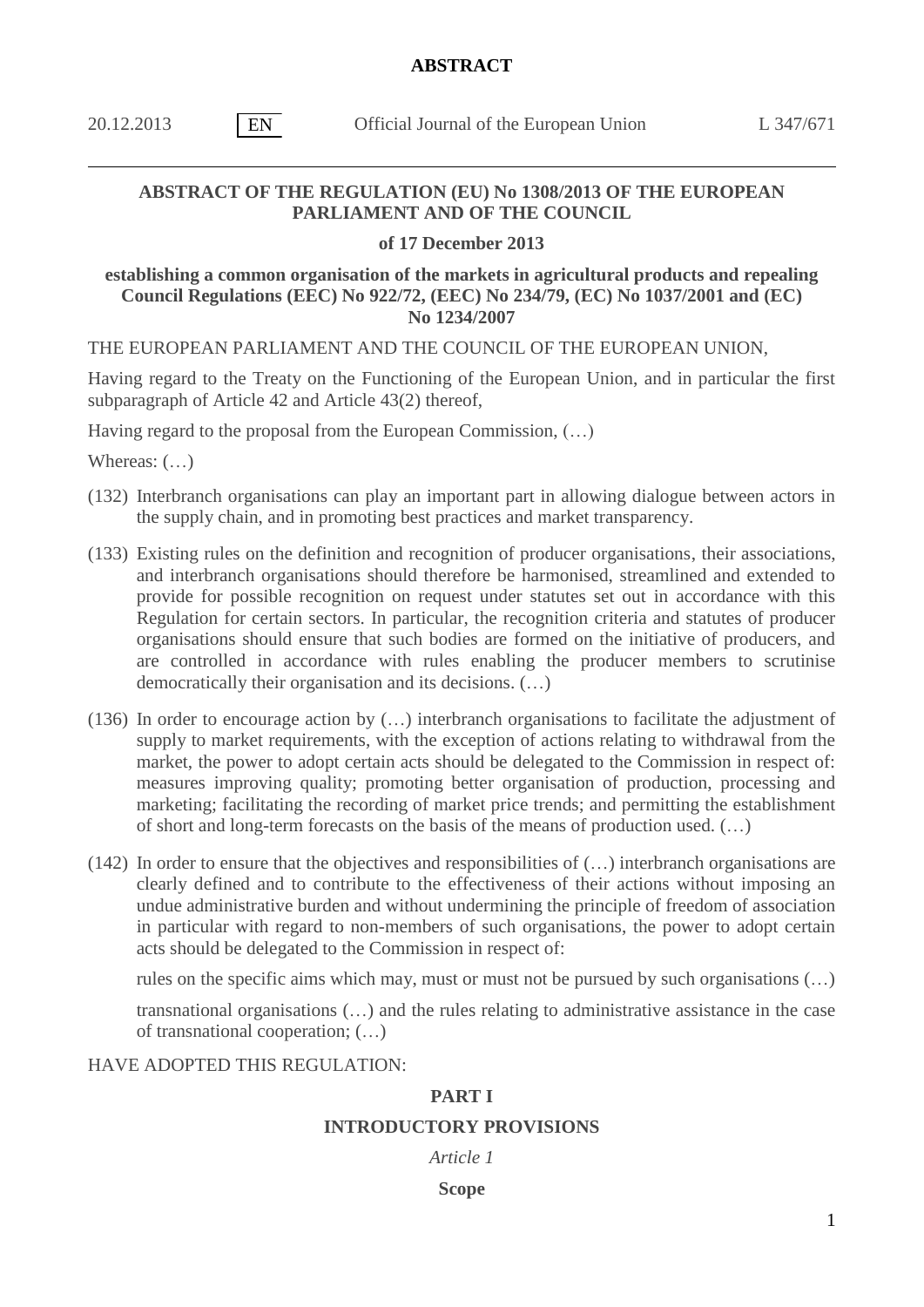**ABSTRACT**

# ABSTRACT OF THE REGULATION (EU) No 1308/2013 OF THE EUROPEAN PARLIAMENT AND OF THE COUNCIL

**of 17 December 2013**

**establishing a common organisation of the markets in agricultural products and repealing Council Regulations (EEC) No 922/72, (EEC) No 234/79, (EC) No 1037/2001 and (EC) No 1234/2007**

THE EUROPEAN PARLIAMENT AND THE COUNCIL OF THE EUROPEAN UNION,

Having regard to the Treaty on the Functioning of the European Union, and in particular the first subparagraph of Article 42 and Article 43(2) thereof,

Having regard to the proposal from the European Commission, (…)

Whereas: (…)

(132) Interbranch organisations can play an important part in allowing dialogue between actors in the supply chain, and in promoting best practices and market transparency.

(133) Existing rules on the definition and recognition of producer organisations, their associations, and interbranch organisations should therefore be harmonised, streamlined and extended to provide for possible recognition on request under statutes set out in accordance with this Regulation for certain sectors. In particular, the recognition criteria and statutes of producer organisations should ensure that such bodies are formed on the initiative of producers, and are controlled in accordance with rules enabling the producer members to scrutinise democratically their organisation and its decisions. (…)

(136) In order to encourage action by (…) interbranch organisations to facilitate the adjustment of supply to market requirements, with the exception of actions relating to withdrawal from the market, the power to adopt certain acts should be delegated to the Commission in respect of: measures improving quality; promoting better organisation of production, processing and marketing; facilitating the recording of market price trends; and permitting the establishment of short and long-term forecasts on the basis of the means of production used. (…)

(142) In order to ensure that the objectives and responsibilities of (…) interbranch organisations are clearly defined and to contribute to the effectiveness of their actions without imposing an undue administrative burden and without undermining the principle of freedom of association in particular with regard to non-members of such organisations, the power to adopt certain acts should be delegated to the Commission in respect of:

rules on the specific aims which may, must or must not be pursued by such organisations (…)

transnational organisations (…) and the rules relating to administrative assistance in the case of transnational cooperation; (…)

HAVE ADOPTED THIS REGULATION:

## PART I

## INTRODUCTORY PROVISIONS

*Article 1*

**Scope**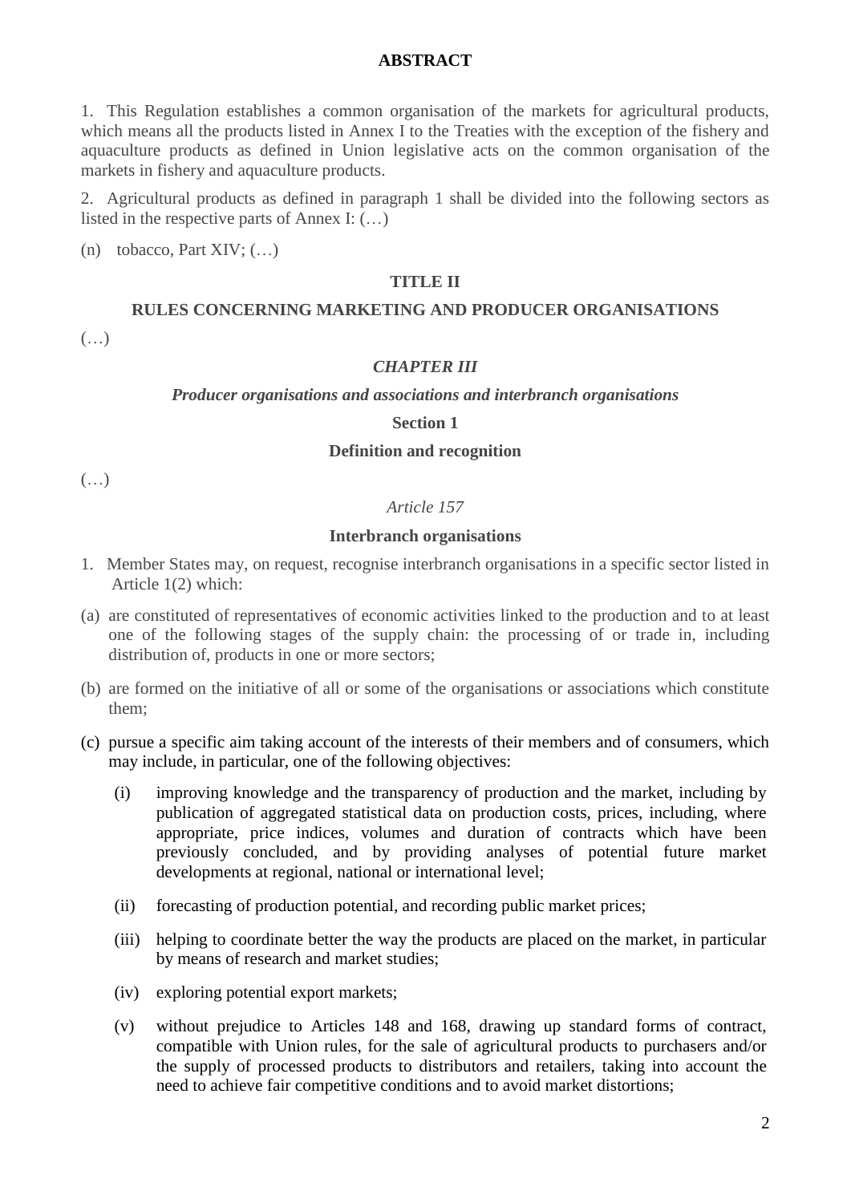**ABSTRACT**

1. This Regulation establishes a common organisation of the markets for agricultural products, which means all the products listed in Annex I to the Treaties with the exception of the fishery and aquaculture products as defined in Union legislative acts on the common organisation of the markets in fishery and aquaculture products.

2. Agricultural products as defined in paragraph 1 shall be divided into the following sectors as listed in the respective parts of Annex I: (…)

(n) tobacco, Part XIV; (…)

**TITLE II**

**RULES CONCERNING MARKETING AND PRODUCER ORGANISATIONS**

(…)

***CHAPTER III***

***Producer organisations and associations and interbranch organisations***

**Section 1**

**Definition and recognition**

(…)

*Article 157*

**Interbranch organisations**

1. Member States may, on request, recognise interbranch organisations in a specific sector listed in Article 1(2) which:

(a) are constituted of representatives of economic activities linked to the production and to at least one of the following stages of the supply chain: the processing of or trade in, including distribution of, products in one or more sectors;

(b) are formed on the initiative of all or some of the organisations or associations which constitute them;

(c) pursue a specific aim taking account of the interests of their members and of consumers, which may include, in particular, one of the following objectives:

- (i) improving knowledge and the transparency of production and the market, including by publication of aggregated statistical data on production costs, prices, including, where appropriate, price indices, volumes and duration of contracts which have been previously concluded, and by providing analyses of potential future market developments at regional, national or international level;
- (ii) forecasting of production potential, and recording public market prices;
- (iii) helping to coordinate better the way the products are placed on the market, in particular by means of research and market studies;
- (iv) exploring potential export markets;
- (v) without prejudice to Articles 148 and 168, drawing up standard forms of contract, compatible with Union rules, for the sale of agricultural products to purchasers and/or the supply of processed products to distributors and retailers, taking into account the need to achieve fair competitive conditions and to avoid market distortions;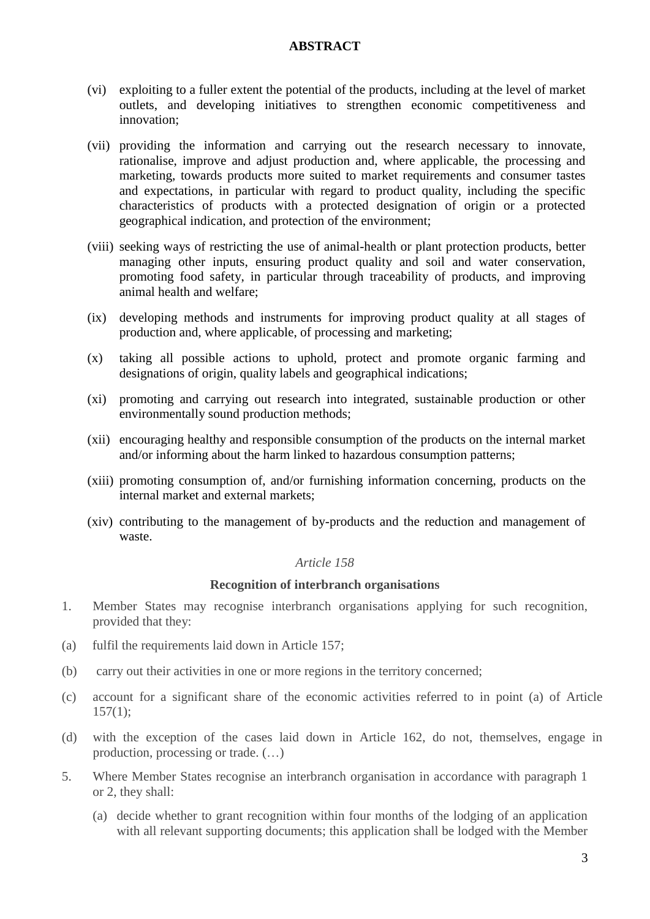**ABSTRACT**

(vi) exploiting to a fuller extent the potential of the products, including at the level of market outlets, and developing initiatives to strengthen economic competitiveness and innovation;

(vii) providing the information and carrying out the research necessary to innovate, rationalise, improve and adjust production and, where applicable, the processing and marketing, towards products more suited to market requirements and consumer tastes and expectations, in particular with regard to product quality, including the specific characteristics of products with a protected designation of origin or a protected geographical indication, and protection of the environment;

(viii) seeking ways of restricting the use of animal-health or plant protection products, better managing other inputs, ensuring product quality and soil and water conservation, promoting food safety, in particular through traceability of products, and improving animal health and welfare;

(ix) developing methods and instruments for improving product quality at all stages of production and, where applicable, of processing and marketing;

(x) taking all possible actions to uphold, protect and promote organic farming and designations of origin, quality labels and geographical indications;

(xi) promoting and carrying out research into integrated, sustainable production or other environmentally sound production methods;

(xii) encouraging healthy and responsible consumption of the products on the internal market and/or informing about the harm linked to hazardous consumption patterns;

(xiii) promoting consumption of, and/or furnishing information concerning, products on the internal market and external markets;

(xiv) contributing to the management of by-products and the reduction and management of waste.

*Article 158*

**Recognition of interbranch organisations**

1. Member States may recognise interbranch organisations applying for such recognition, provided that they:

(a) fulfil the requirements laid down in Article 157;

(b) carry out their activities in one or more regions in the territory concerned;

(c) account for a significant share of the economic activities referred to in point (a) of Article 157(1);

(d) with the exception of the cases laid down in Article 162, do not, themselves, engage in production, processing or trade. (…)

5. Where Member States recognise an interbranch organisation in accordance with paragraph 1 or 2, they shall:

(a) decide whether to grant recognition within four months of the lodging of an application with all relevant supporting documents; this application shall be lodged with the Member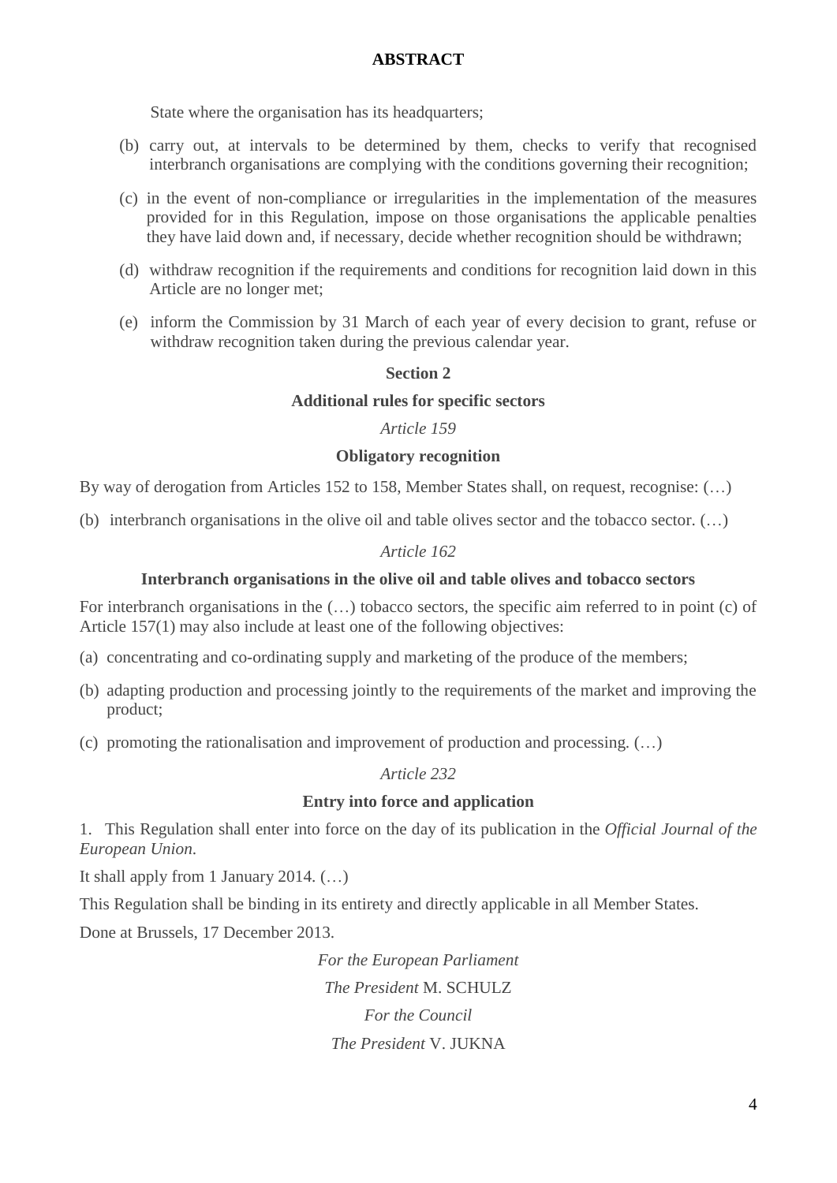State where the organisation has its headquarters;

(b) carry out, at intervals to be determined by them, checks to verify that recognised interbranch organisations are complying with the conditions governing their recognition;

(c) in the event of non-compliance or irregularities in the implementation of the measures provided for in this Regulation, impose on those organisations the applicable penalties they have laid down and, if necessary, decide whether recognition should be withdrawn;

(d) withdraw recognition if the requirements and conditions for recognition laid down in this Article are no longer met;

(e) inform the Commission by 31 March of each year of every decision to grant, refuse or withdraw recognition taken during the previous calendar year.

**Section 2**

**Additional rules for specific sectors**

*Article 159*

**Obligatory recognition**

By way of derogation from Articles 152 to 158, Member States shall, on request, recognise: (…)

(b) interbranch organisations in the olive oil and table olives sector and the tobacco sector. (…)

*Article 162*

**Interbranch organisations in the olive oil and table olives and tobacco sectors**

For interbranch organisations in the (…) tobacco sectors, the specific aim referred to in point (c) of Article 157(1) may also include at least one of the following objectives:

(a) concentrating and co-ordinating supply and marketing of the produce of the members;

(b) adapting production and processing jointly to the requirements of the market and improving the product;

(c) promoting the rationalisation and improvement of production and processing. (…)

*Article 232*

**Entry into force and application**

1. This Regulation shall enter into force on the day of its publication in the *Official Journal of the European Union*.

It shall apply from 1 January 2014. (…)

This Regulation shall be binding in its entirety and directly applicable in all Member States.

Done at Brussels, 17 December 2013.

*For the European Parliament*

*The President* M. SCHULZ

*For the Council*

*The President* V. JUKNA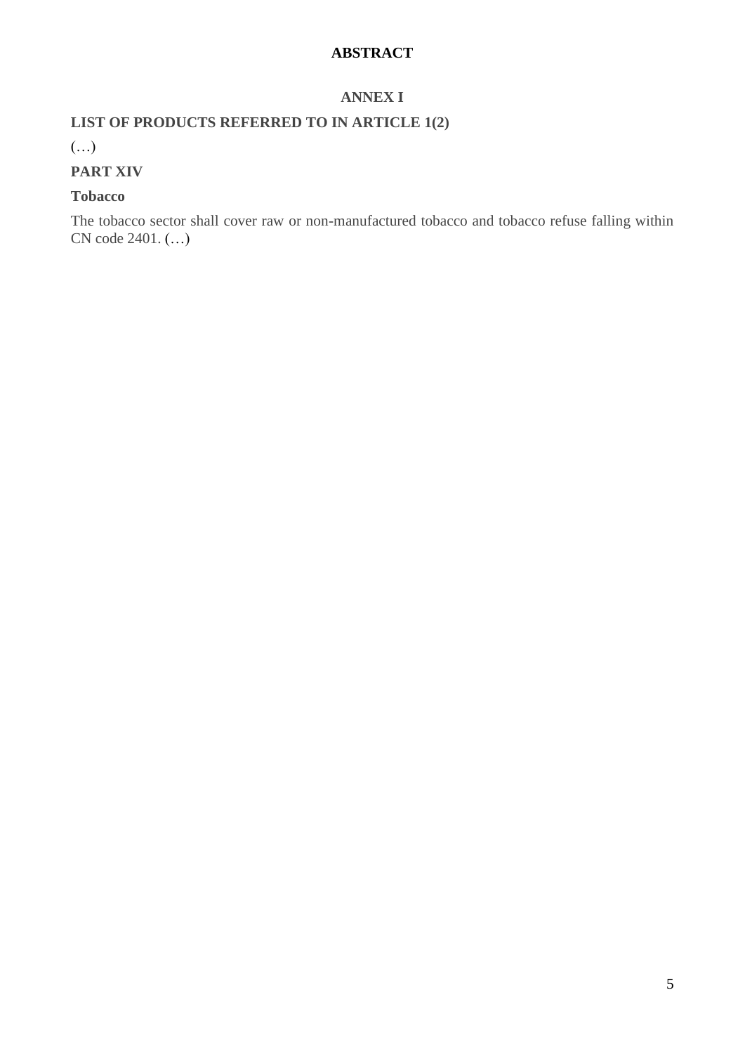## ABSTRACT

### ANNEX I

**LIST OF PRODUCTS REFERRED TO IN ARTICLE 1(2)**

(…)

**PART XIV**

**Tobacco**

The tobacco sector shall cover raw or non-manufactured tobacco and tobacco refuse falling within CN code 2401. (…)